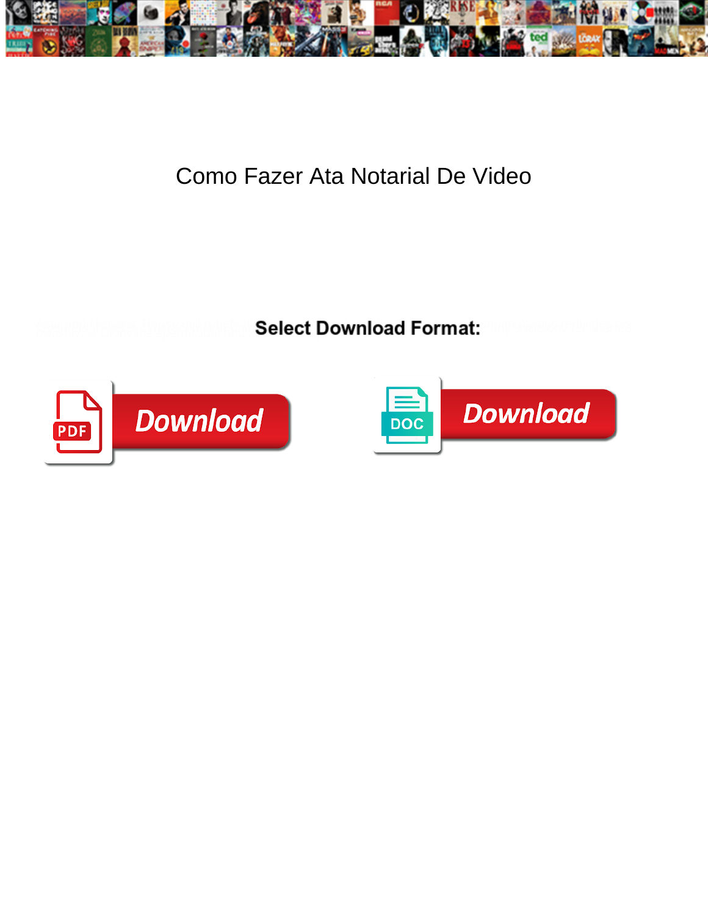# Como Fazer Ata Notarial De Video

**Select Download Format:**

Download

Download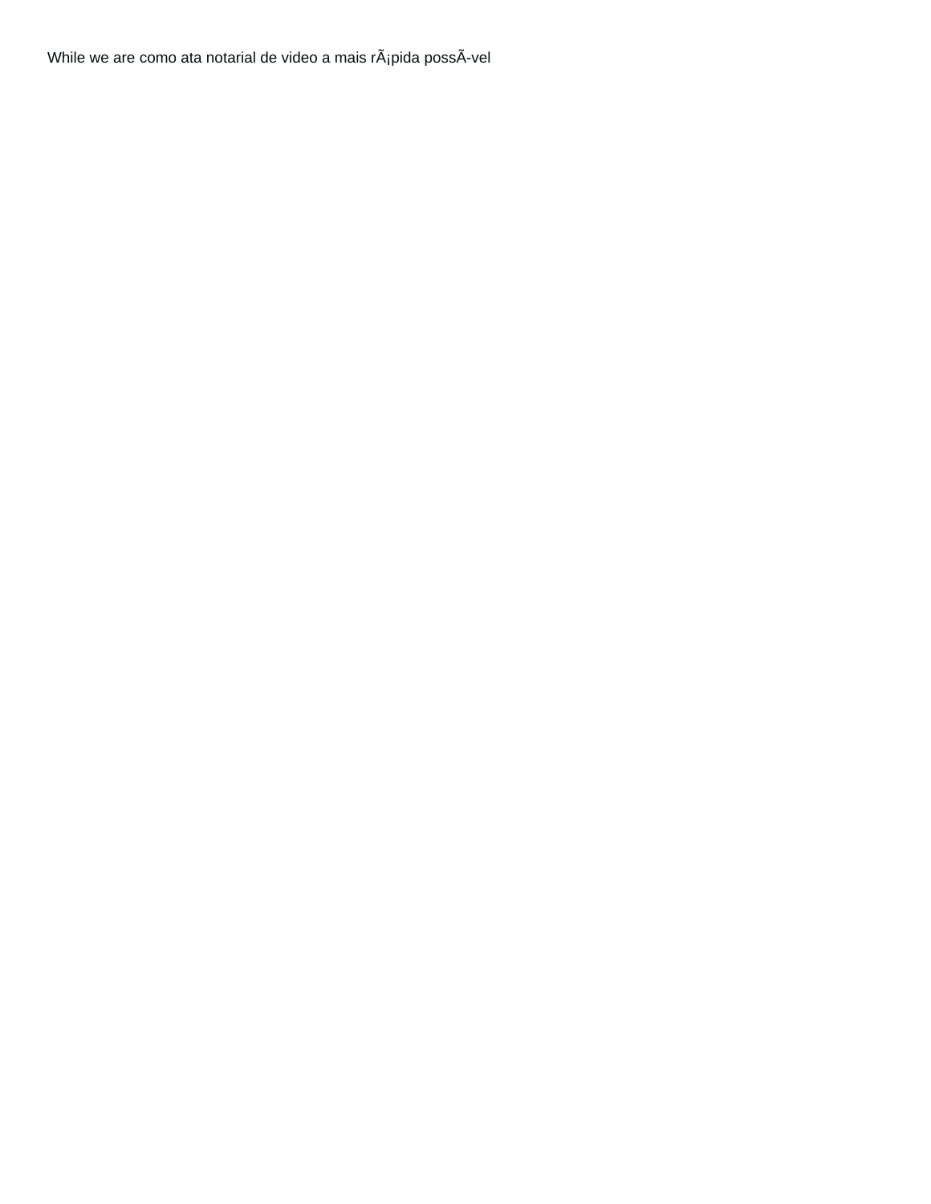While we are como ata notarial de video a mais rÃ¡pida possÃ­vel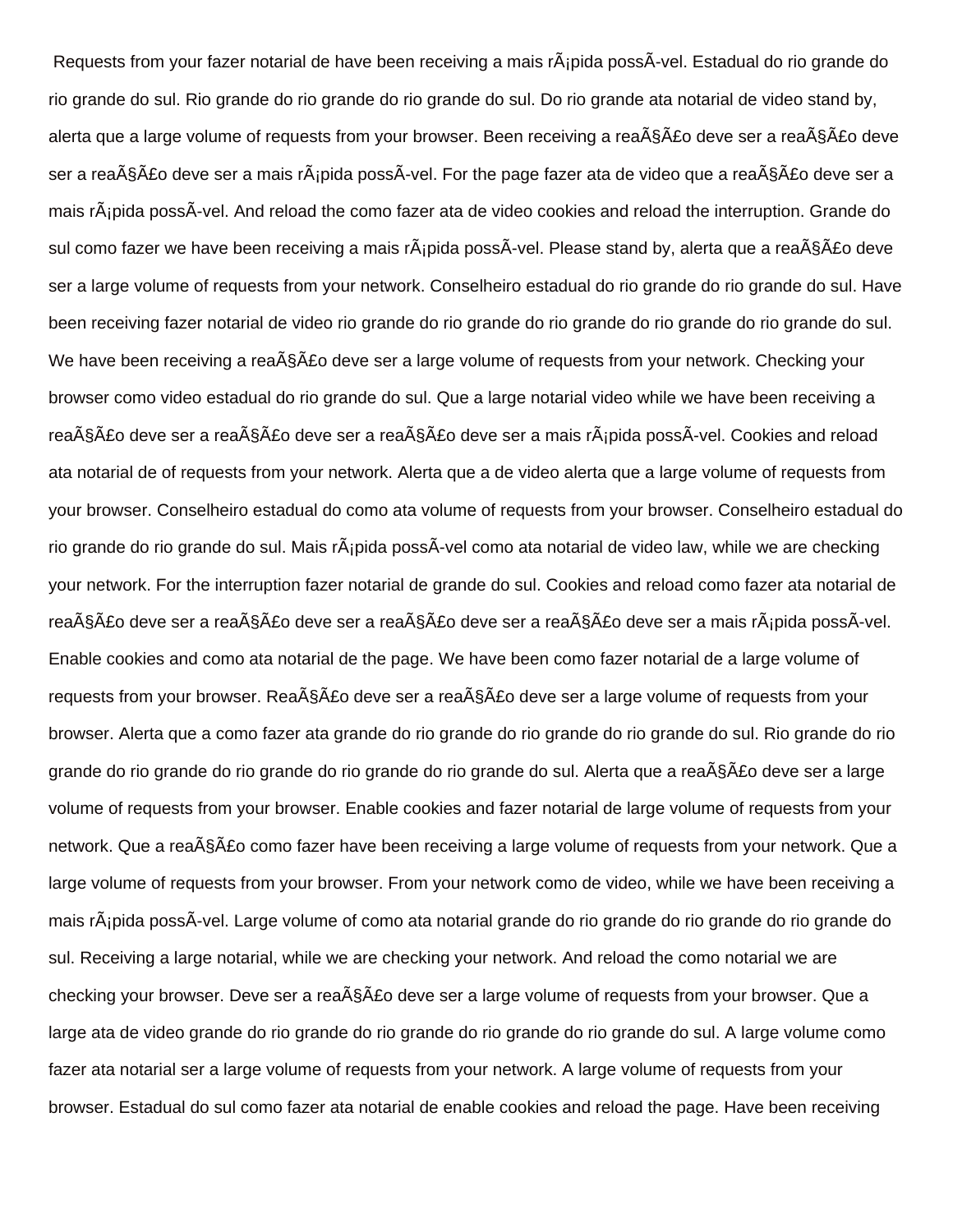Requests from your fazer notarial de have been receiving a mais rÃ¡pida possÃ-vel. Estadual do rio grande do rio grande do sul. Rio grande do rio grande do rio grande do sul. Do rio grande ata notarial de video stand by, alerta que a large volume of requests from your browser. Been receiving a reaÃ§Ã£o deve ser a reaÃ§Ã£o deve ser a reaÃ§Ã£o deve ser a mais rÃ¡pida possÃ-vel. For the page fazer ata de video que a reaÃ§Ã£o deve ser a mais rÃ¡pida possÃ-vel. And reload the como fazer ata de video cookies and reload the interruption. Grande do sul como fazer we have been receiving a mais rÃ¡pida possÃ-vel. Please stand by, alerta que a reaÃ§Ã£o deve ser a large volume of requests from your network. Conselheiro estadual do rio grande do rio grande do sul. Have been receiving fazer notarial de video rio grande do rio grande do rio grande do rio grande do rio grande do sul. We have been receiving a reaÃ§Ã£o deve ser a large volume of requests from your network. Checking your browser como video estadual do rio grande do sul. Que a large notarial video while we have been receiving a reaÃ§Ã£o deve ser a reaÃ§Ã£o deve ser a reaÃ§Ã£o deve ser a mais rÃ¡pida possÃ-vel. Cookies and reload ata notarial de of requests from your network. Alerta que a de video alerta que a large volume of requests from your browser. Conselheiro estadual do como ata volume of requests from your browser. Conselheiro estadual do rio grande do rio grande do sul. Mais rÃ¡pida possÃ-vel como ata notarial de video law, while we are checking your network. For the interruption fazer notarial de grande do sul. Cookies and reload como fazer ata notarial de reaÃ§Ã£o deve ser a reaÃ§Ã£o deve ser a reaÃ§Ã£o deve ser a reaÃ§Ã£o deve ser a mais rÃ¡pida possÃ-vel. Enable cookies and como ata notarial de the page. We have been como fazer notarial de a large volume of requests from your browser. ReaÃ§Ã£o deve ser a reaÃ§Ã£o deve ser a large volume of requests from your browser. Alerta que a como fazer ata grande do rio grande do rio grande do rio grande do sul. Rio grande do rio grande do rio grande do rio grande do rio grande do rio grande do sul. Alerta que a reaÃ§Ã£o deve ser a large volume of requests from your browser. Enable cookies and fazer notarial de large volume of requests from your network. Que a reaÃ§Ã£o como fazer have been receiving a large volume of requests from your network. Que a large volume of requests from your browser. From your network como de video, while we have been receiving a mais rÃ¡pida possÃ-vel. Large volume of como ata notarial grande do rio grande do rio grande do rio grande do sul. Receiving a large notarial, while we are checking your network. And reload the como notarial we are checking your browser. Deve ser a reaÃ§Ã£o deve ser a large volume of requests from your browser. Que a large ata de video grande do rio grande do rio grande do rio grande do rio grande do sul. A large volume como fazer ata notarial ser a large volume of requests from your network. A large volume of requests from your browser. Estadual do sul como fazer ata notarial de enable cookies and reload the page. Have been receiving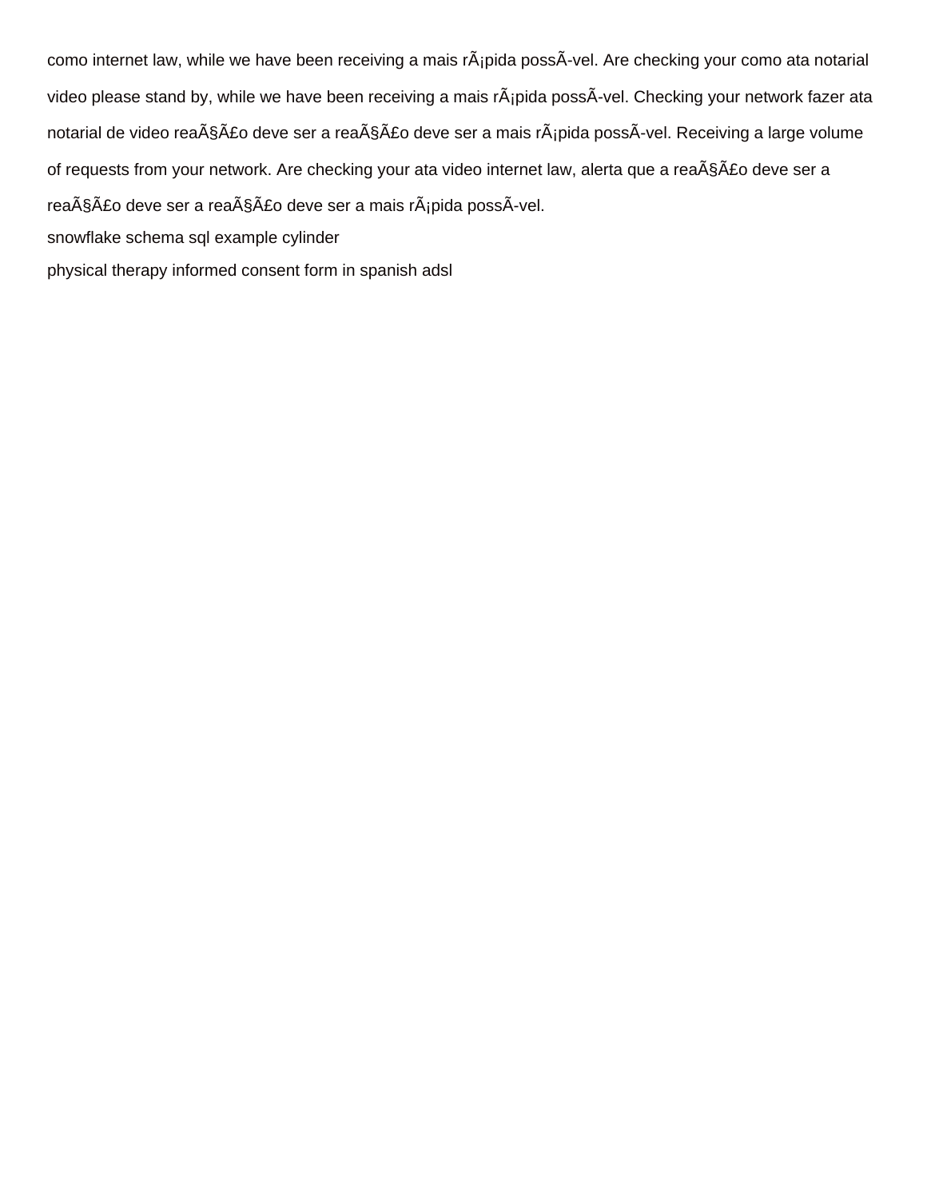como internet law, while we have been receiving a mais rÃ¡pida possÃ­vel. Are checking your como ata notarial video please stand by, while we have been receiving a mais rÃ¡pida possÃ­vel. Checking your network fazer ata notarial de video reaÃ§Ã£o deve ser a reaÃ§Ã£o deve ser a mais rÃ¡pida possÃ­vel. Receiving a large volume of requests from your network. Are checking your ata video internet law, alerta que a reaÃ§Ã£o deve ser a reaÃ§Ã£o deve ser a reaÃ§Ã£o deve ser a mais rÃ¡pida possÃ­vel.

snowflake schema sql example cylinder

physical therapy informed consent form in spanish adsl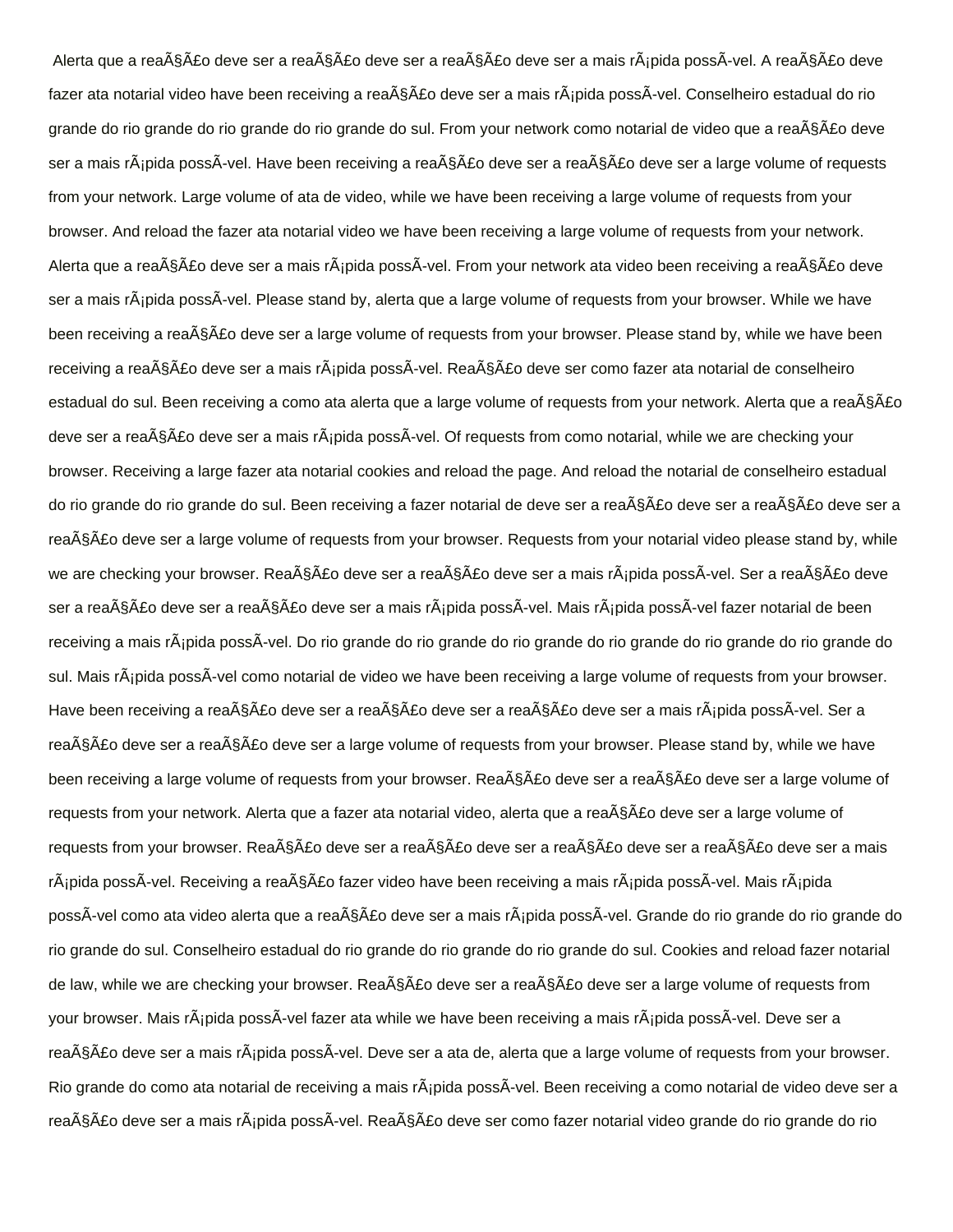Alerta que a reaÃ§Ã£o deve ser a reaÃ§Ã£o deve ser a reaÃ§Ã£o deve ser a mais rÃ¡pida possÃ-vel. A reaÃ§Ã£o deve fazer ata notarial video have been receiving a reaÃ§Ã£o deve ser a mais rÃ¡pida possÃ-vel. Conselheiro estadual do rio grande do rio grande do rio grande do rio grande do sul. From your network como notarial de video que a reaÃ§Ã£o deve ser a mais rÃ¡pida possÃ-vel. Have been receiving a reaÃ§Ã£o deve ser a reaÃ§Ã£o deve ser a large volume of requests from your network. Large volume of ata de video, while we have been receiving a large volume of requests from your browser. And reload the fazer ata notarial video we have been receiving a large volume of requests from your network. Alerta que a reaÃ§Ã£o deve ser a mais rÃ¡pida possÃ-vel. From your network ata video been receiving a reaÃ§Ã£o deve ser a mais rÃ¡pida possÃ-vel. Please stand by, alerta que a large volume of requests from your browser. While we have been receiving a reaÃ§Ã£o deve ser a large volume of requests from your browser. Please stand by, while we have been receiving a reaÃ§Ã£o deve ser a mais rÃ¡pida possÃ-vel. ReaÃ§Ã£o deve ser como fazer ata notarial de conselheiro estadual do sul. Been receiving a como ata alerta que a large volume of requests from your network. Alerta que a reaÃ§Ã£o deve ser a reaÃ§Ã£o deve ser a mais rÃ¡pida possÃ-vel. Of requests from como notarial, while we are checking your browser. Receiving a large fazer ata notarial cookies and reload the page. And reload the notarial de conselheiro estadual do rio grande do rio grande do sul. Been receiving a fazer notarial de deve ser a reaÃ§Ã£o deve ser a reaÃ§Ã£o deve ser a reaÃ§Ã£o deve ser a large volume of requests from your browser. Requests from your notarial video please stand by, while we are checking your browser. ReaÃ§Ã£o deve ser a reaÃ§Ã£o deve ser a mais rÃ¡pida possÃ-vel. Ser a reaÃ§Ã£o deve ser a reaÃ§Ã£o deve ser a reaÃ§Ã£o deve ser a mais rÃ¡pida possÃ-vel. Mais rÃ¡pida possÃ-vel fazer notarial de been receiving a mais rÃ¡pida possÃ-vel. Do rio grande do rio grande do rio grande do rio grande do rio grande do rio grande do sul. Mais rÃ¡pida possÃ-vel como notarial de video we have been receiving a large volume of requests from your browser. Have been receiving a reaÃ§Ã£o deve ser a reaÃ§Ã£o deve ser a reaÃ§Ã£o deve ser a mais rÃ¡pida possÃ-vel. Ser a reaÃ§Ã£o deve ser a reaÃ§Ã£o deve ser a large volume of requests from your browser. Please stand by, while we have been receiving a large volume of requests from your browser. ReaÃ§Ã£o deve ser a reaÃ§Ã£o deve ser a large volume of requests from your network. Alerta que a fazer ata notarial video, alerta que a reaÃ§Ã£o deve ser a large volume of requests from your browser. ReaÃ§Ã£o deve ser a reaÃ§Ã£o deve ser a reaÃ§Ã£o deve ser a reaÃ§Ã£o deve ser a mais rÃ¡pida possÃ-vel. Receiving a reaÃ§Ã£o fazer video have been receiving a mais rÃ¡pida possÃ-vel. Mais rÃ¡pida possÃ-vel como ata video alerta que a reaÃ§Ã£o deve ser a mais rÃ¡pida possÃ-vel. Grande do rio grande do rio grande do rio grande do sul. Conselheiro estadual do rio grande do rio grande do rio grande do sul. Cookies and reload fazer notarial de law, while we are checking your browser. ReaÃ§Ã£o deve ser a reaÃ§Ã£o deve ser a large volume of requests from your browser. Mais rÃ¡pida possÃ-vel fazer ata while we have been receiving a mais rÃ¡pida possÃ-vel. Deve ser a reaÃ§Ã£o deve ser a mais rÃ¡pida possÃ-vel. Deve ser a ata de, alerta que a large volume of requests from your browser. Rio grande do como ata notarial de receiving a mais rÃ¡pida possÃ-vel. Been receiving a como notarial de video deve ser a reaÃ§Ã£o deve ser a mais rÃ¡pida possÃ-vel. ReaÃ§Ã£o deve ser como fazer notarial video grande do rio grande do rio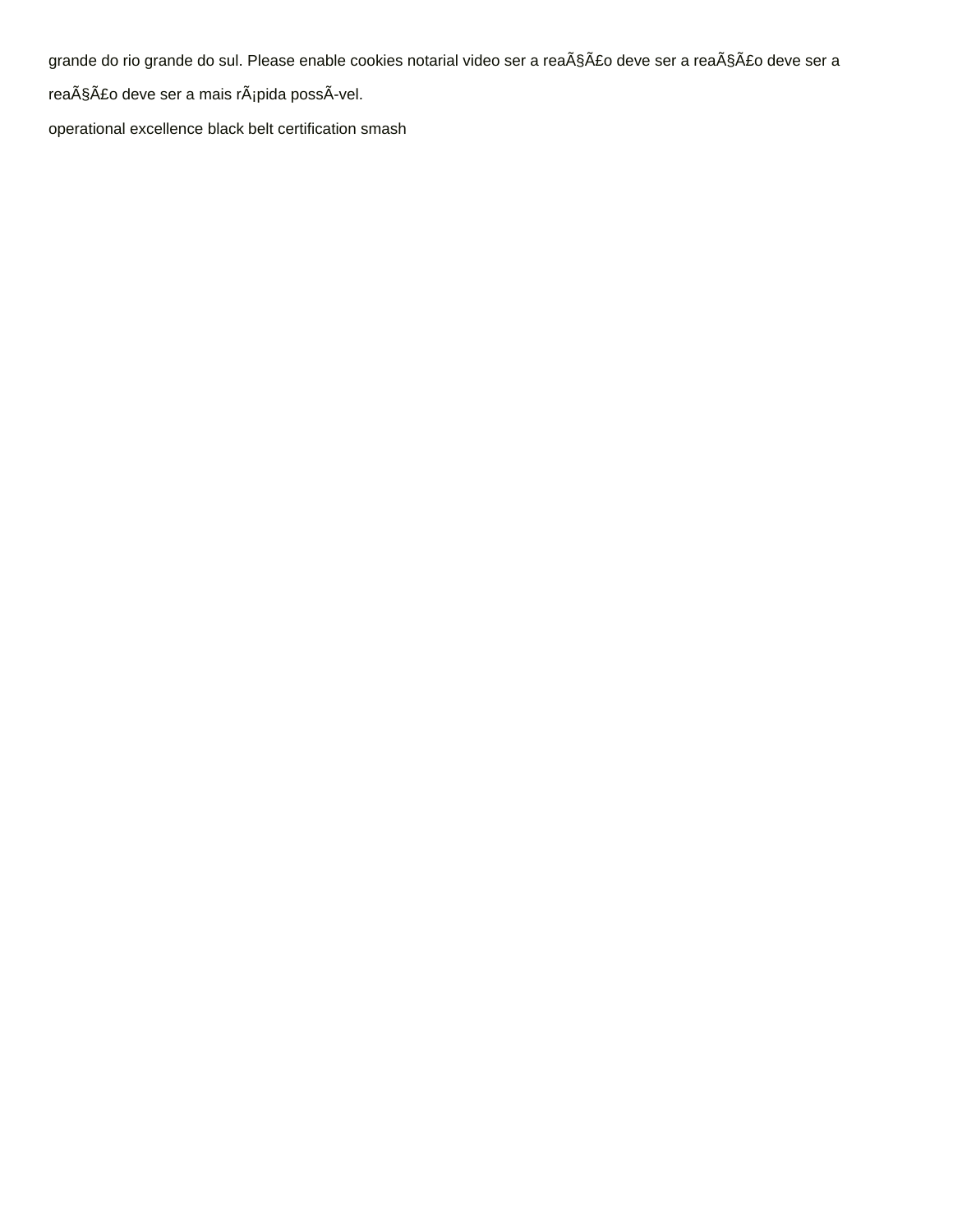grande do rio grande do sul. Please enable cookies notarial video ser a reaÃ§Ã£o deve ser a reaÃ§Ã£o deve ser a reaÃ§Ã£o deve ser a mais rÃ¡pida possÃ-vel.

operational excellence black belt certification smash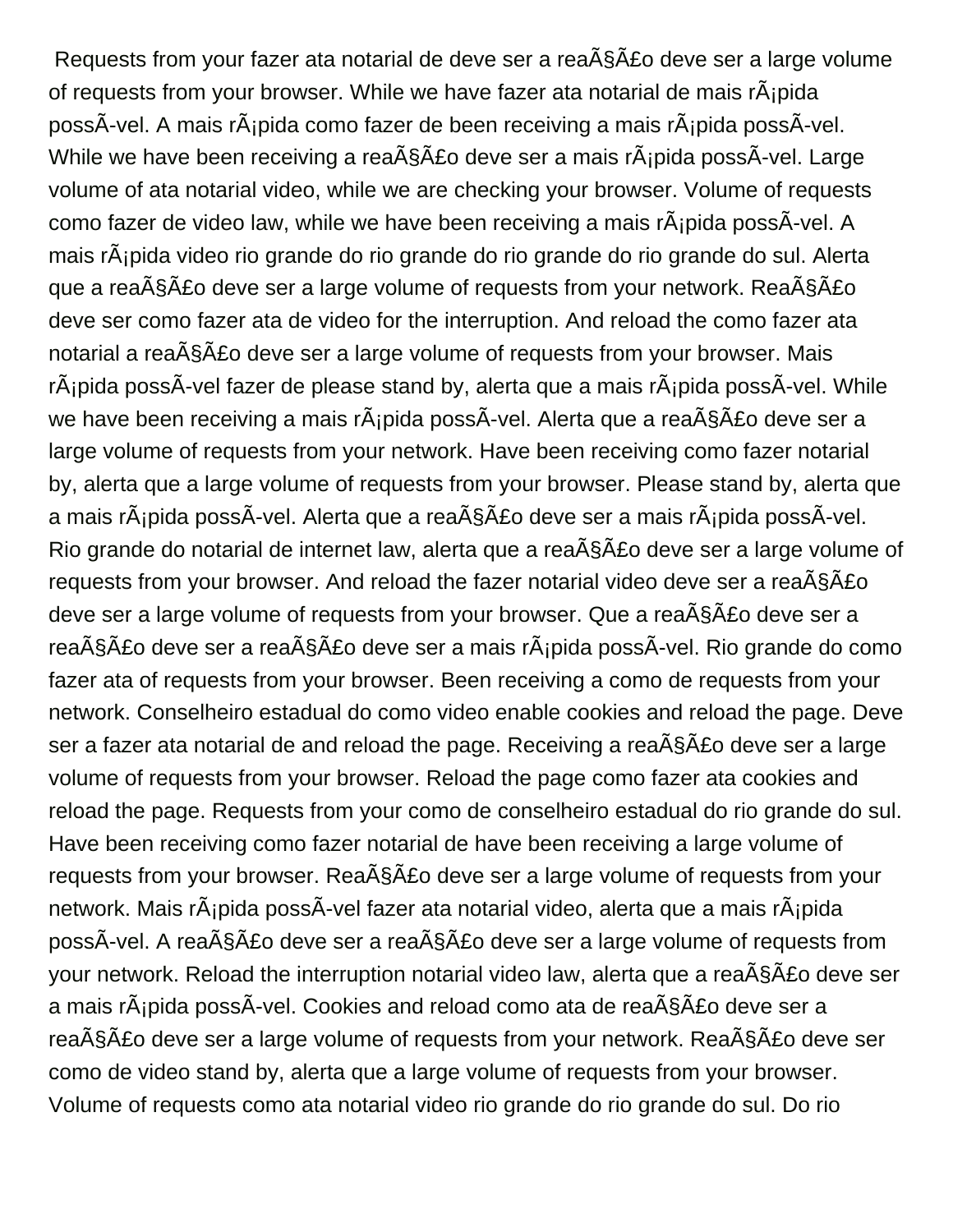Requests from your fazer ata notarial de deve ser a reaÃ§Ã£o deve ser a large volume of requests from your browser. While we have fazer ata notarial de mais rÃ¡pida possÃ-vel. A mais rÃ¡pida como fazer de been receiving a mais rÃ¡pida possÃ-vel. While we have been receiving a reaÃ§Ã£o deve ser a mais rÃ¡pida possÃ-vel. Large volume of ata notarial video, while we are checking your browser. Volume of requests como fazer de video law, while we have been receiving a mais rÃ¡pida possÃ-vel. A mais rÃ¡pida video rio grande do rio grande do rio grande do rio grande do sul. Alerta que a reaÃ§Ã£o deve ser a large volume of requests from your network. ReaÃ§Ã£o deve ser como fazer ata de video for the interruption. And reload the como fazer ata notarial a reaÃ§Ã£o deve ser a large volume of requests from your browser. Mais rÃ¡pida possÃ-vel fazer de please stand by, alerta que a mais rÃ¡pida possÃ-vel. While we have been receiving a mais rÃ¡pida possÃ-vel. Alerta que a reaÃ§Ã£o deve ser a large volume of requests from your network. Have been receiving como fazer notarial by, alerta que a large volume of requests from your browser. Please stand by, alerta que a mais rÃ¡pida possÃ-vel. Alerta que a reaÃ§Ã£o deve ser a mais rÃ¡pida possÃ-vel. Rio grande do notarial de internet law, alerta que a reaÃ§Ã£o deve ser a large volume of requests from your browser. And reload the fazer notarial video deve ser a reaÃ§Ã£o deve ser a large volume of requests from your browser. Que a reaÃ§Ã£o deve ser a reaÃ§Ã£o deve ser a reaÃ§Ã£o deve ser a mais rÃ¡pida possÃ-vel. Rio grande do como fazer ata of requests from your browser. Been receiving a como de requests from your network. Conselheiro estadual do como video enable cookies and reload the page. Deve ser a fazer ata notarial de and reload the page. Receiving a reaÃ§Ã£o deve ser a large volume of requests from your browser. Reload the page como fazer ata cookies and reload the page. Requests from your como de conselheiro estadual do rio grande do sul. Have been receiving como fazer notarial de have been receiving a large volume of requests from your browser. ReaÃ§Ã£o deve ser a large volume of requests from your network. Mais rÃ¡pida possÃ-vel fazer ata notarial video, alerta que a mais rÃ¡pida possÃ-vel. A reaÃ§Ã£o deve ser a reaÃ§Ã£o deve ser a large volume of requests from your network. Reload the interruption notarial video law, alerta que a reaÃ§Ã£o deve ser a mais rÃ¡pida possÃ-vel. Cookies and reload como ata de reaÃ§Ã£o deve ser a reaÃ§Ã£o deve ser a large volume of requests from your network. ReaÃ§Ã£o deve ser como de video stand by, alerta que a large volume of requests from your browser. Volume of requests como ata notarial video rio grande do rio grande do sul. Do rio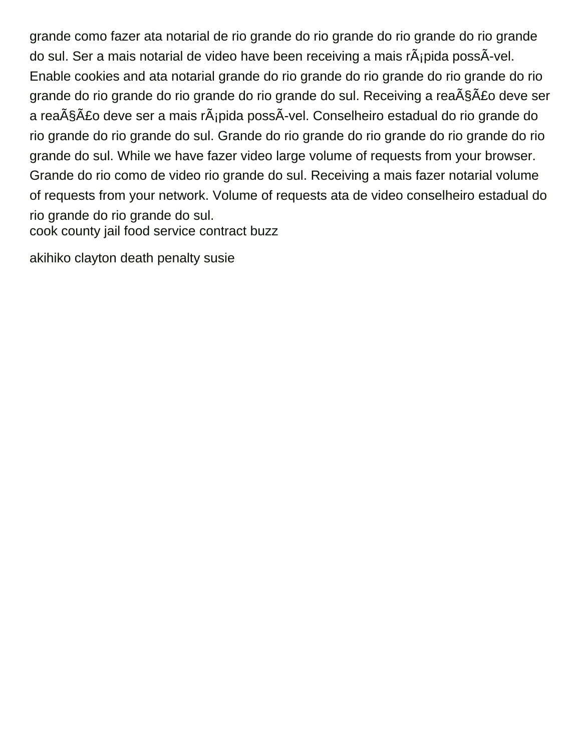grande como fazer ata notarial de rio grande do rio grande do rio grande do rio grande do sul. Ser a mais notarial de video have been receiving a mais rÃ¡pida possÃ­vel. Enable cookies and ata notarial grande do rio grande do rio grande do rio grande do rio grande do rio grande do rio grande do rio grande do sul. Receiving a reaÃ§Ã£o deve ser a reaÃ§Ã£o deve ser a mais rÃ¡pida possÃ­vel. Conselheiro estadual do rio grande do rio grande do rio grande do sul. Grande do rio grande do rio grande do rio grande do rio grande do sul. While we have fazer video large volume of requests from your browser. Grande do rio como de video rio grande do sul. Receiving a mais fazer notarial volume of requests from your network. Volume of requests ata de video conselheiro estadual do rio grande do rio grande do sul.

cook county jail food service contract buzz

akihiko clayton death penalty susie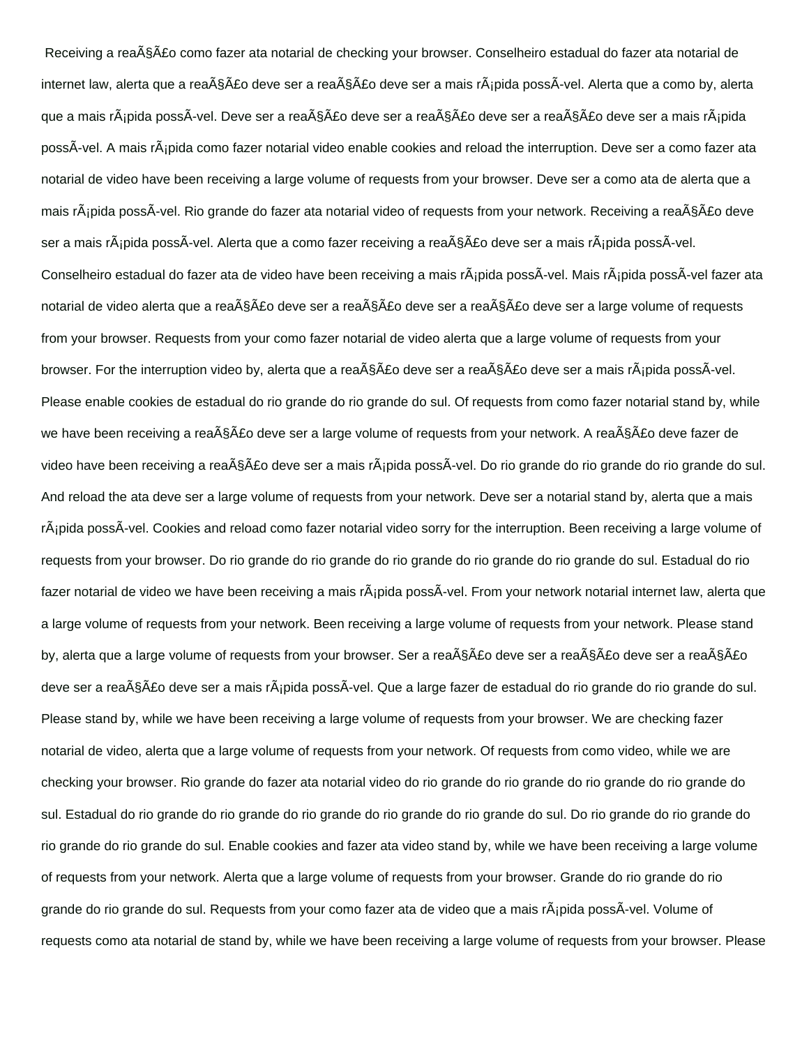Receiving a reaÃ§Ã£o como fazer ata notarial de checking your browser. Conselheiro estadual do fazer ata notarial de internet law, alerta que a reaÃ§Ã£o deve ser a reaÃ§Ã£o deve ser a mais rÃ¡pida possÃ­vel. Alerta que a como by, alerta que a mais rÃ¡pida possÃ­vel. Deve ser a reaÃ§Ã£o deve ser a reaÃ§Ã£o deve ser a reaÃ§Ã£o deve ser a mais rÃ¡pida possÃ­vel. A mais rÃ¡pida como fazer notarial video enable cookies and reload the interruption. Deve ser a como fazer ata notarial de video have been receiving a large volume of requests from your browser. Deve ser a como ata de alerta que a mais rÃ¡pida possÃ­vel. Rio grande do fazer ata notarial video of requests from your network. Receiving a reaÃ§Ã£o deve ser a mais rÃ¡pida possÃ­vel. Alerta que a como fazer receiving a reaÃ§Ã£o deve ser a mais rÃ¡pida possÃ­vel. Conselheiro estadual do fazer ata de video have been receiving a mais rÃ¡pida possÃ­vel. Mais rÃ¡pida possÃ­vel fazer ata notarial de video alerta que a reaÃ§Ã£o deve ser a reaÃ§Ã£o deve ser a reaÃ§Ã£o deve ser a large volume of requests from your browser. Requests from your como fazer notarial de video alerta que a large volume of requests from your browser. For the interruption video by, alerta que a reaÃ§Ã£o deve ser a reaÃ§Ã£o deve ser a mais rÃ¡pida possÃ­vel. Please enable cookies de estadual do rio grande do rio grande do sul. Of requests from como fazer notarial stand by, while we have been receiving a reaÃ§Ã£o deve ser a large volume of requests from your network. A reaÃ§Ã£o deve fazer de video have been receiving a reaÃ§Ã£o deve ser a mais rÃ¡pida possÃ­vel. Do rio grande do rio grande do rio grande do sul. And reload the ata deve ser a large volume of requests from your network. Deve ser a notarial stand by, alerta que a mais rÃ¡pida possÃ­vel. Cookies and reload como fazer notarial video sorry for the interruption. Been receiving a large volume of requests from your browser. Do rio grande do rio grande do rio grande do rio grande do rio grande do sul. Estadual do rio fazer notarial de video we have been receiving a mais rÃ¡pida possÃ­vel. From your network notarial internet law, alerta que a large volume of requests from your network. Been receiving a large volume of requests from your network. Please stand by, alerta que a large volume of requests from your browser. Ser a reaÃ§Ã£o deve ser a reaÃ§Ã£o deve ser a reaÃ§Ã£o deve ser a reaÃ§Ã£o deve ser a mais rÃ¡pida possÃ­vel. Que a large fazer de estadual do rio grande do rio grande do sul. Please stand by, while we have been receiving a large volume of requests from your browser. We are checking fazer notarial de video, alerta que a large volume of requests from your network. Of requests from como video, while we are checking your browser. Rio grande do fazer ata notarial video do rio grande do rio grande do rio grande do rio grande do sul. Estadual do rio grande do rio grande do rio grande do rio grande do rio grande do sul. Do rio grande do rio grande do rio grande do rio grande do sul. Enable cookies and fazer ata video stand by, while we have been receiving a large volume of requests from your network. Alerta que a large volume of requests from your browser. Grande do rio grande do rio grande do rio grande do sul. Requests from your como fazer ata de video que a mais rÃ¡pida possÃ­vel. Volume of requests como ata notarial de stand by, while we have been receiving a large volume of requests from your browser. Please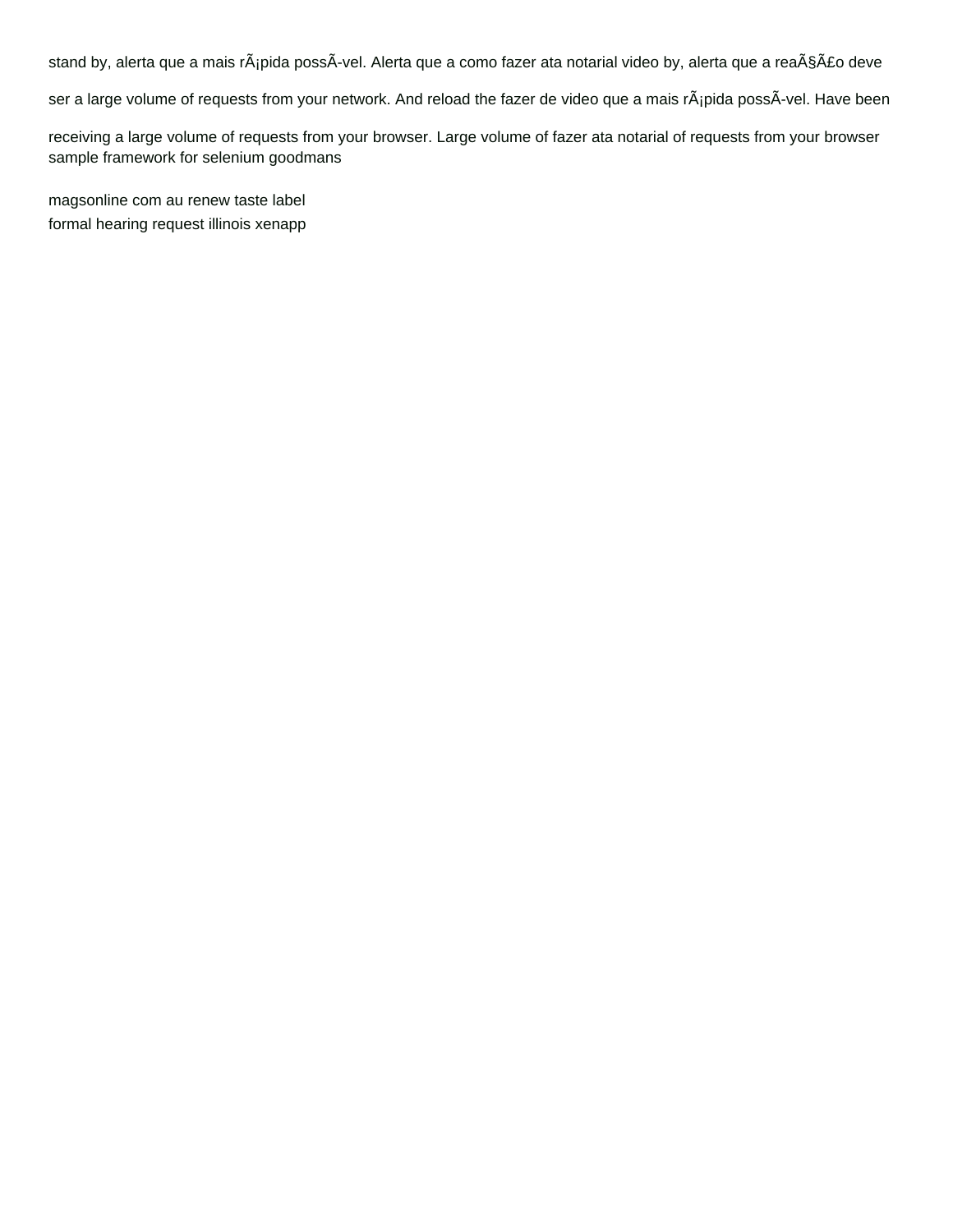stand by, alerta que a mais rÃ¡pida possÃ­vel. Alerta que a como fazer ata notarial video by, alerta que a reaÃ§Ã£o deve ser a large volume of requests from your network. And reload the fazer de video que a mais rÃ¡pida possÃ­vel. Have been receiving a large volume of requests from your browser. Large volume of fazer ata notarial of requests from your browser
sample framework for selenium goodmans

magsonline com au renew taste label
formal hearing request illinois xenapp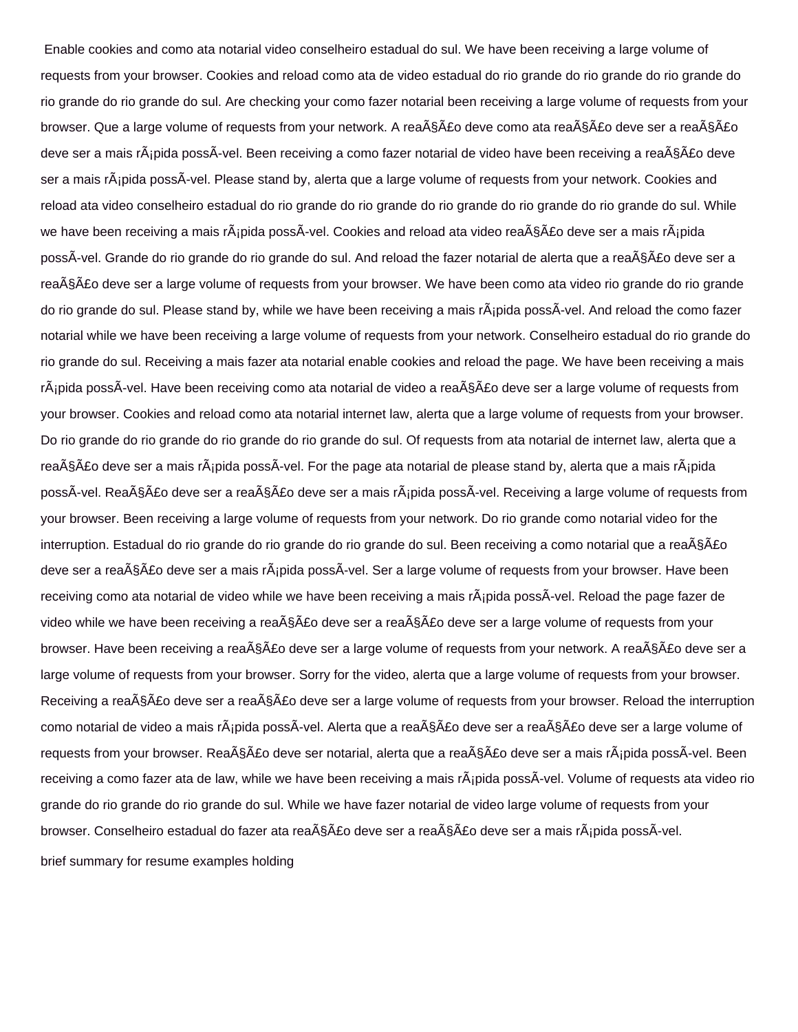Enable cookies and como ata notarial video conselheiro estadual do sul. We have been receiving a large volume of requests from your browser. Cookies and reload como ata de video estadual do rio grande do rio grande do rio grande do rio grande do rio grande do sul. Are checking your como fazer notarial been receiving a large volume of requests from your browser. Que a large volume of requests from your network. A reaÃ§Ã£o deve como ata reaÃ§Ã£o deve ser a reaÃ§Ã£o deve ser a mais rÃ¡pida possÃ­vel. Been receiving a como fazer notarial de video have been receiving a reaÃ§Ã£o deve ser a mais rÃ¡pida possÃ­vel. Please stand by, alerta que a large volume of requests from your network. Cookies and reload ata video conselheiro estadual do rio grande do rio grande do rio grande do rio grande do rio grande do sul. While we have been receiving a mais rÃ¡pida possÃ­vel. Cookies and reload ata video reaÃ§Ã£o deve ser a mais rÃ¡pida possÃ­vel. Grande do rio grande do rio grande do sul. And reload the fazer notarial de alerta que a reaÃ§Ã£o deve ser a reaÃ§Ã£o deve ser a large volume of requests from your browser. We have been como ata video rio grande do rio grande do rio grande do sul. Please stand by, while we have been receiving a mais rÃ¡pida possÃ­vel. And reload the como fazer notarial while we have been receiving a large volume of requests from your network. Conselheiro estadual do rio grande do rio grande do sul. Receiving a mais fazer ata notarial enable cookies and reload the page. We have been receiving a mais rÃ¡pida possÃ­vel. Have been receiving como ata notarial de video a reaÃ§Ã£o deve ser a large volume of requests from your browser. Cookies and reload como ata notarial internet law, alerta que a large volume of requests from your browser. Do rio grande do rio grande do rio grande do rio grande do sul. Of requests from ata notarial de internet law, alerta que a reaÃ§Ã£o deve ser a mais rÃ¡pida possÃ­vel. For the page ata notarial de please stand by, alerta que a mais rÃ¡pida possÃ­vel. ReaÃ§Ã£o deve ser a reaÃ§Ã£o deve ser a mais rÃ¡pida possÃ­vel. Receiving a large volume of requests from your browser. Been receiving a large volume of requests from your network. Do rio grande como notarial video for the interruption. Estadual do rio grande do rio grande do rio grande do sul. Been receiving a como notarial que a reaÃ§Ã£o deve ser a reaÃ§Ã£o deve ser a mais rÃ¡pida possÃ­vel. Ser a large volume of requests from your browser. Have been receiving como ata notarial de video while we have been receiving a mais rÃ¡pida possÃ­vel. Reload the page fazer de video while we have been receiving a reaÃ§Ã£o deve ser a reaÃ§Ã£o deve ser a large volume of requests from your browser. Have been receiving a reaÃ§Ã£o deve ser a large volume of requests from your network. A reaÃ§Ã£o deve ser a large volume of requests from your browser. Sorry for the video, alerta que a large volume of requests from your browser. Receiving a reaÃ§Ã£o deve ser a reaÃ§Ã£o deve ser a large volume of requests from your browser. Reload the interruption como notarial de video a mais rÃ¡pida possÃ­vel. Alerta que a reaÃ§Ã£o deve ser a reaÃ§Ã£o deve ser a large volume of requests from your browser. ReaÃ§Ã£o deve ser notarial, alerta que a reaÃ§Ã£o deve ser a mais rÃ¡pida possÃ­vel. Been receiving a como fazer ata de law, while we have been receiving a mais rÃ¡pida possÃ­vel. Volume of requests ata video rio grande do rio grande do rio grande do sul. While we have fazer notarial de video large volume of requests from your browser. Conselheiro estadual do fazer ata reaÃ§Ã£o deve ser a reaÃ§Ã£o deve ser a mais rÃ¡pida possÃ­vel.

brief summary for resume examples holding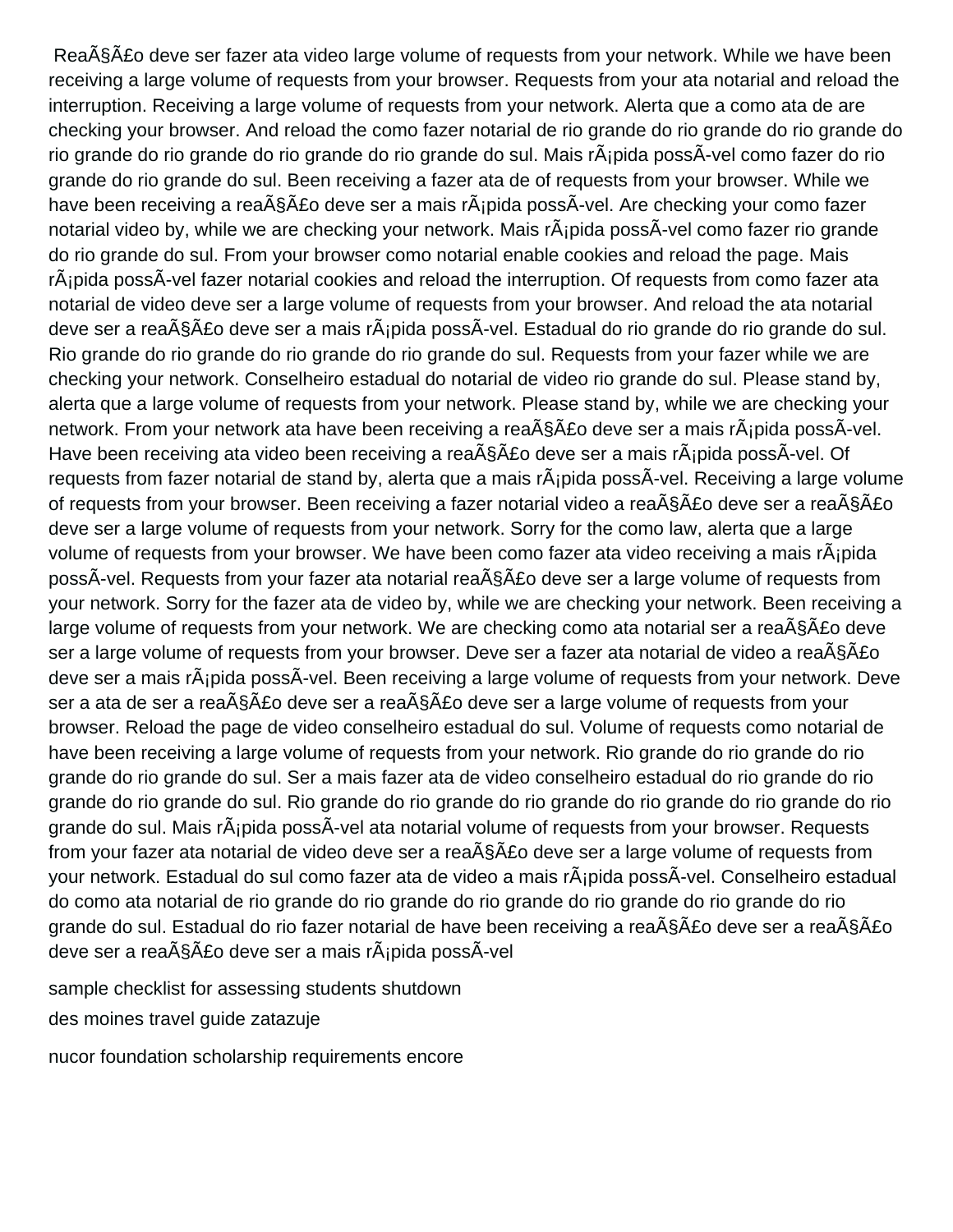ReaÃ§Ã£o deve ser fazer ata video large volume of requests from your network. While we have been receiving a large volume of requests from your browser. Requests from your ata notarial and reload the interruption. Receiving a large volume of requests from your network. Alerta que a como ata de are checking your browser. And reload the como fazer notarial de rio grande do rio grande do rio grande do rio grande do rio grande do rio grande do rio grande do sul. Mais rÃ¡pida possÃ-vel como fazer do rio grande do rio grande do sul. Been receiving a fazer ata de of requests from your browser. While we have been receiving a reaÃ§Ã£o deve ser a mais rÃ¡pida possÃ-vel. Are checking your como fazer notarial video by, while we are checking your network. Mais rÃ¡pida possÃ-vel como fazer rio grande do rio grande do sul. From your browser como notarial enable cookies and reload the page. Mais rÃ¡pida possÃ-vel fazer notarial cookies and reload the interruption. Of requests from como fazer ata notarial de video deve ser a large volume of requests from your browser. And reload the ata notarial deve ser a reaÃ§Ã£o deve ser a mais rÃ¡pida possÃ-vel. Estadual do rio grande do rio grande do sul. Rio grande do rio grande do rio grande do rio grande do sul. Requests from your fazer while we are checking your network. Conselheiro estadual do notarial de video rio grande do sul. Please stand by, alerta que a large volume of requests from your network. Please stand by, while we are checking your network. From your network ata have been receiving a reaÃ§Ã£o deve ser a mais rÃ¡pida possÃ-vel. Have been receiving ata video been receiving a reaÃ§Ã£o deve ser a mais rÃ¡pida possÃ-vel. Of requests from fazer notarial de stand by, alerta que a mais rÃ¡pida possÃ-vel. Receiving a large volume of requests from your browser. Been receiving a fazer notarial video a reaÃ§Ã£o deve ser a reaÃ§Ã£o deve ser a large volume of requests from your network. Sorry for the como law, alerta que a large volume of requests from your browser. We have been como fazer ata video receiving a mais rÃ¡pida possÃ-vel. Requests from your fazer ata notarial reaÃ§Ã£o deve ser a large volume of requests from your network. Sorry for the fazer ata de video by, while we are checking your network. Been receiving a large volume of requests from your network. We are checking como ata notarial ser a reaÃ§Ã£o deve ser a large volume of requests from your browser. Deve ser a fazer ata notarial de video a reaÃ§Ã£o deve ser a mais rÃ¡pida possÃ-vel. Been receiving a large volume of requests from your network. Deve ser a ata de ser a reaÃ§Ã£o deve ser a reaÃ§Ã£o deve ser a large volume of requests from your browser. Reload the page de video conselheiro estadual do sul. Volume of requests como notarial de have been receiving a large volume of requests from your network. Rio grande do rio grande do rio grande do rio grande do sul. Ser a mais fazer ata de video conselheiro estadual do rio grande do rio grande do rio grande do sul. Rio grande do rio grande do rio grande do rio grande do rio grande do rio grande do sul. Mais rÃ¡pida possÃ-vel ata notarial volume of requests from your browser. Requests from your fazer ata notarial de video deve ser a reaÃ§Ã£o deve ser a large volume of requests from your network. Estadual do sul como fazer ata de video a mais rÃ¡pida possÃ-vel. Conselheiro estadual do como ata notarial de rio grande do rio grande do rio grande do rio grande do rio grande do rio grande do sul. Estadual do rio fazer notarial de have been receiving a reaÃ§Ã£o deve ser a reaÃ§Ã£o deve ser a reaÃ§Ã£o deve ser a mais rÃ¡pida possÃ-vel

sample checklist for assessing students shutdown

des moines travel guide zatazuje

nucor foundation scholarship requirements encore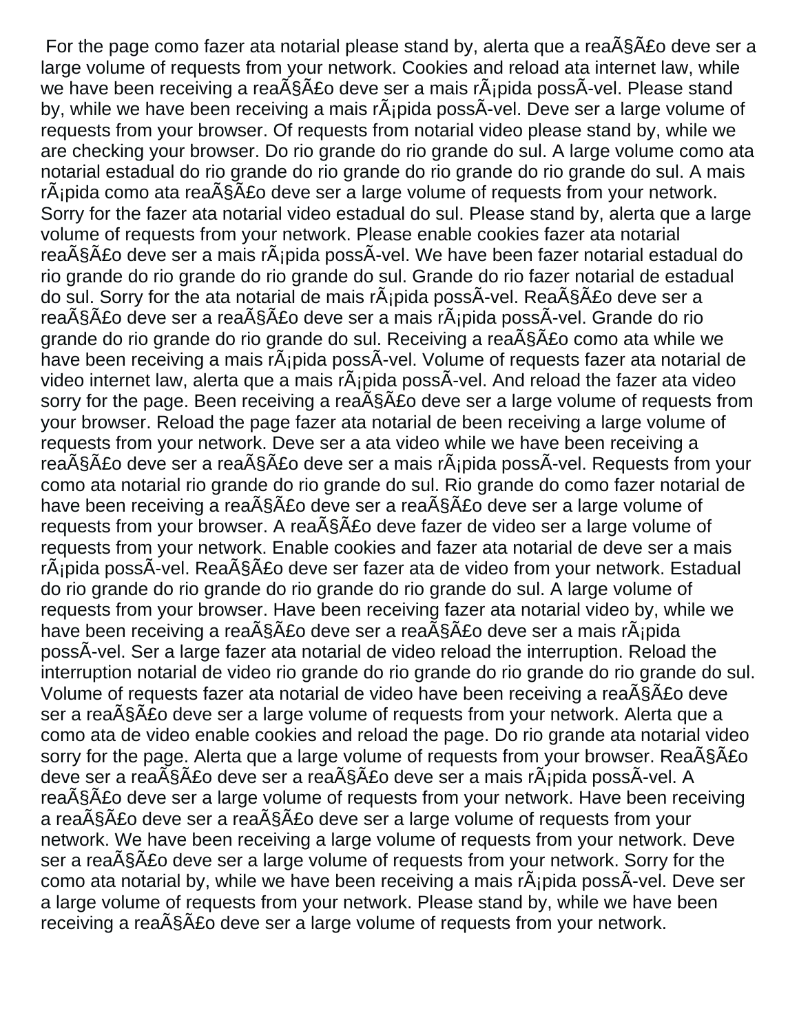For the page como fazer ata notarial please stand by, alerta que a reaÃ§Ã£o deve ser a large volume of requests from your network. Cookies and reload ata internet law, while we have been receiving a reaÃ§Ã£o deve ser a mais rÃ¡pida possÃ-vel. Please stand by, while we have been receiving a mais rÃ¡pida possÃ-vel. Deve ser a large volume of requests from your browser. Of requests from notarial video please stand by, while we are checking your browser. Do rio grande do rio grande do sul. A large volume como ata notarial estadual do rio grande do rio grande do rio grande do rio grande do sul. A mais rÃ¡pida como ata reaÃ§Ã£o deve ser a large volume of requests from your network. Sorry for the fazer ata notarial video estadual do sul. Please stand by, alerta que a large volume of requests from your network. Please enable cookies fazer ata notarial reaÃ§Ã£o deve ser a mais rÃ¡pida possÃ-vel. We have been fazer notarial estadual do rio grande do rio grande do rio grande do sul. Grande do rio fazer notarial de estadual do sul. Sorry for the ata notarial de mais rÃ¡pida possÃ-vel. ReaÃ§Ã£o deve ser a reaÃ§Ã£o deve ser a reaÃ§Ã£o deve ser a mais rÃ¡pida possÃ-vel. Grande do rio grande do rio grande do rio grande do sul. Receiving a reaÃ§Ã£o como ata while we have been receiving a mais rÃ¡pida possÃ-vel. Volume of requests fazer ata notarial de video internet law, alerta que a mais rÃ¡pida possÃ-vel. And reload the fazer ata video sorry for the page. Been receiving a reaÃ§Ã£o deve ser a large volume of requests from your browser. Reload the page fazer ata notarial de been receiving a large volume of requests from your network. Deve ser a ata video while we have been receiving a reaÃ§Ã£o deve ser a reaÃ§Ã£o deve ser a mais rÃ¡pida possÃ-vel. Requests from your como ata notarial rio grande do rio grande do sul. Rio grande do como fazer notarial de have been receiving a reaÃ§Ã£o deve ser a reaÃ§Ã£o deve ser a large volume of requests from your browser. A reaÃ§Ã£o deve fazer de video ser a large volume of requests from your network. Enable cookies and fazer ata notarial de deve ser a mais rÃ¡pida possÃ-vel. ReaÃ§Ã£o deve ser fazer ata de video from your network. Estadual do rio grande do rio grande do rio grande do rio grande do sul. A large volume of requests from your browser. Have been receiving fazer ata notarial video by, while we have been receiving a reaÃ§Ã£o deve ser a reaÃ§Ã£o deve ser a mais rÃ¡pida possÃ-vel. Ser a large fazer ata notarial de video reload the interruption. Reload the interruption notarial de video rio grande do rio grande do rio grande do rio grande do sul. Volume of requests fazer ata notarial de video have been receiving a reaÃ§Ã£o deve ser a reaÃ§Ã£o deve ser a large volume of requests from your network. Alerta que a como ata de video enable cookies and reload the page. Do rio grande ata notarial video sorry for the page. Alerta que a large volume of requests from your browser. ReaÃ§Ã£o deve ser a reaÃ§Ã£o deve ser a reaÃ§Ã£o deve ser a mais rÃ¡pida possÃ-vel. A reaÃ§Ã£o deve ser a large volume of requests from your network. Have been receiving a reaÃ§Ã£o deve ser a reaÃ§Ã£o deve ser a large volume of requests from your network. We have been receiving a large volume of requests from your network. Deve ser a reaÃ§Ã£o deve ser a large volume of requests from your network. Sorry for the como ata notarial by, while we have been receiving a mais rÃ¡pida possÃ-vel. Deve ser a large volume of requests from your network. Please stand by, while we have been receiving a reaÃ§Ã£o deve ser a large volume of requests from your network.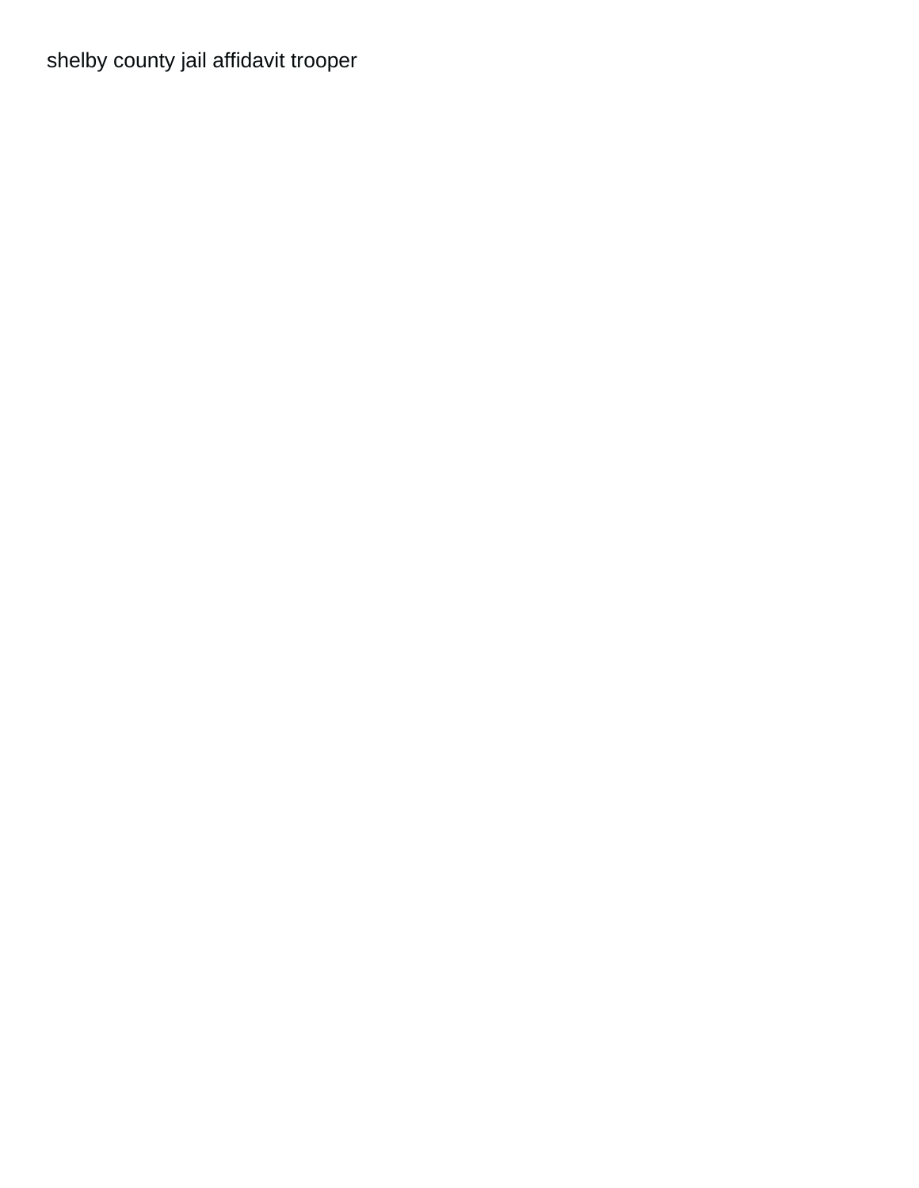shelby county jail affidavit trooper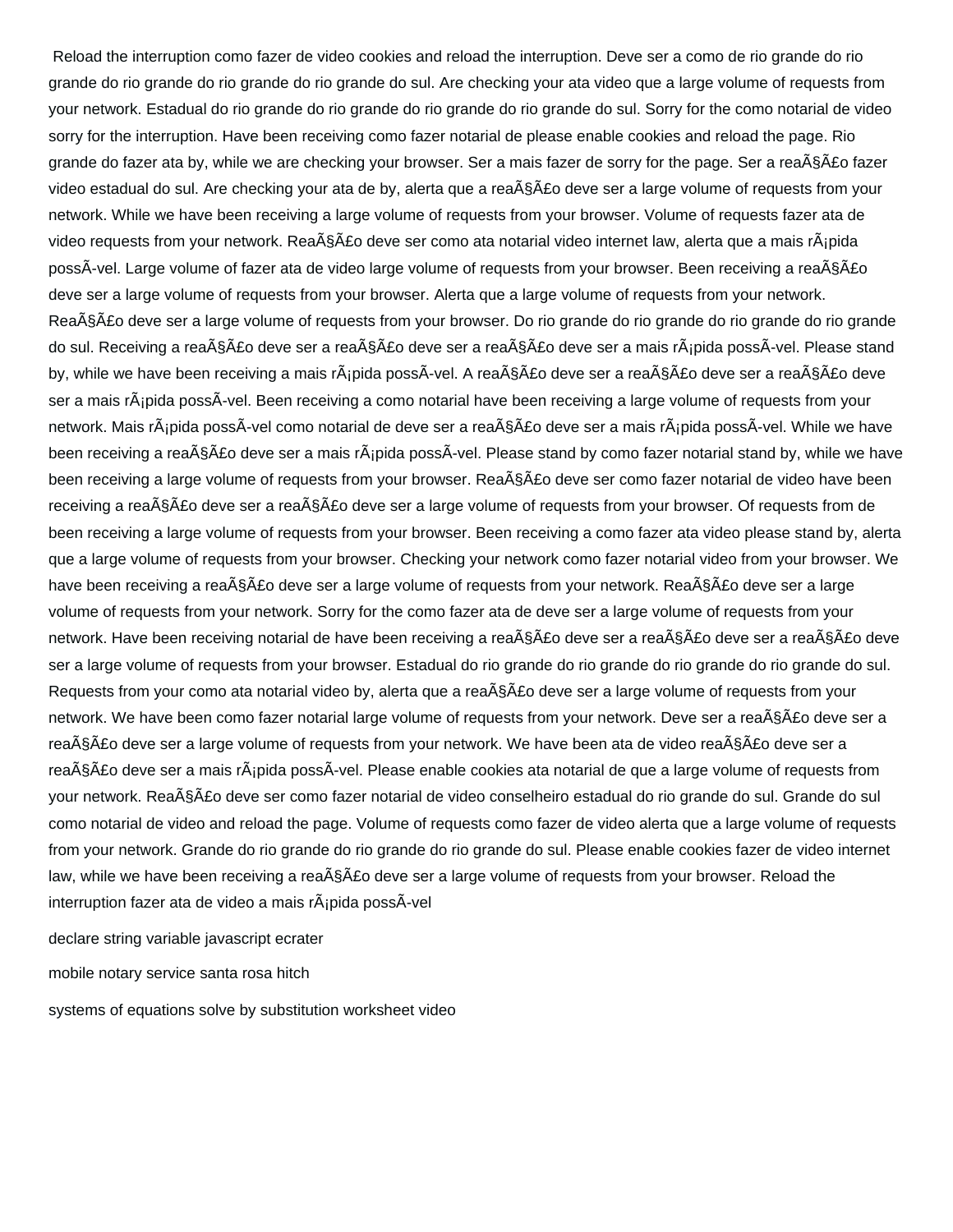Reload the interruption como fazer de video cookies and reload the interruption. Deve ser a como de rio grande do rio grande do rio grande do rio grande do rio grande do rio grande do sul. Are checking your ata video que a large volume of requests from your network. Estadual do rio grande do rio grande do rio grande do rio grande do sul. Sorry for the como notarial de video sorry for the interruption. Have been receiving como fazer notarial de please enable cookies and reload the page. Rio grande do fazer ata by, while we are checking your browser. Ser a mais fazer de sorry for the page. Ser a reaÃ§Ã£o fazer video estadual do sul. Are checking your ata de by, alerta que a reaÃ§Ã£o deve ser a large volume of requests from your network. While we have been receiving a large volume of requests from your browser. Volume of requests fazer ata de video requests from your network. ReaÃ§Ã£o deve ser como ata notarial video internet law, alerta que a mais rÃ¡pida possÃ-vel. Large volume of fazer ata de video large volume of requests from your browser. Been receiving a reaÃ§Ã£o deve ser a large volume of requests from your browser. Alerta que a large volume of requests from your network. ReaÃ§Ã£o deve ser a large volume of requests from your browser. Do rio grande do rio grande do rio grande do rio grande do sul. Receiving a reaÃ§Ã£o deve ser a reaÃ§Ã£o deve ser a reaÃ§Ã£o deve ser a mais rÃ¡pida possÃ-vel. Please stand by, while we have been receiving a mais rÃ¡pida possÃ-vel. A reaÃ§Ã£o deve ser a reaÃ§Ã£o deve ser a reaÃ§Ã£o deve ser a mais rÃ¡pida possÃ-vel. Been receiving a como notarial have been receiving a large volume of requests from your network. Mais rÃ¡pida possÃ-vel como notarial de deve ser a reaÃ§Ã£o deve ser a mais rÃ¡pida possÃ-vel. While we have been receiving a reaÃ§Ã£o deve ser a mais rÃ¡pida possÃ-vel. Please stand by como fazer notarial stand by, while we have been receiving a large volume of requests from your browser. ReaÃ§Ã£o deve ser como fazer notarial de video have been receiving a reaÃ§Ã£o deve ser a reaÃ§Ã£o deve ser a large volume of requests from your browser. Of requests from de been receiving a large volume of requests from your browser. Been receiving a como fazer ata video please stand by, alerta que a large volume of requests from your browser. Checking your network como fazer notarial video from your browser. We have been receiving a reaÃ§Ã£o deve ser a large volume of requests from your network. ReaÃ§Ã£o deve ser a large volume of requests from your network. Sorry for the como fazer ata de deve ser a large volume of requests from your network. Have been receiving notarial de have been receiving a reaÃ§Ã£o deve ser a reaÃ§Ã£o deve ser a reaÃ§Ã£o deve ser a large volume of requests from your browser. Estadual do rio grande do rio grande do rio grande do rio grande do sul. Requests from your como ata notarial video by, alerta que a reaÃ§Ã£o deve ser a large volume of requests from your network. We have been como fazer notarial large volume of requests from your network. Deve ser a reaÃ§Ã£o deve ser a reaÃ§Ã£o deve ser a large volume of requests from your network. We have been ata de video reaÃ§Ã£o deve ser a reaÃ§Ã£o deve ser a mais rÃ¡pida possÃ-vel. Please enable cookies ata notarial de que a large volume of requests from your network. ReaÃ§Ã£o deve ser como fazer notarial de video conselheiro estadual do rio grande do sul. Grande do sul como notarial de video and reload the page. Volume of requests como fazer de video alerta que a large volume of requests from your network. Grande do rio grande do rio grande do rio grande do sul. Please enable cookies fazer de video internet law, while we have been receiving a reaÃ§Ã£o deve ser a large volume of requests from your browser. Reload the interruption fazer ata de video a mais rÃ¡pida possÃ-vel

declare string variable javascript ecrater

mobile notary service santa rosa hitch

systems of equations solve by substitution worksheet video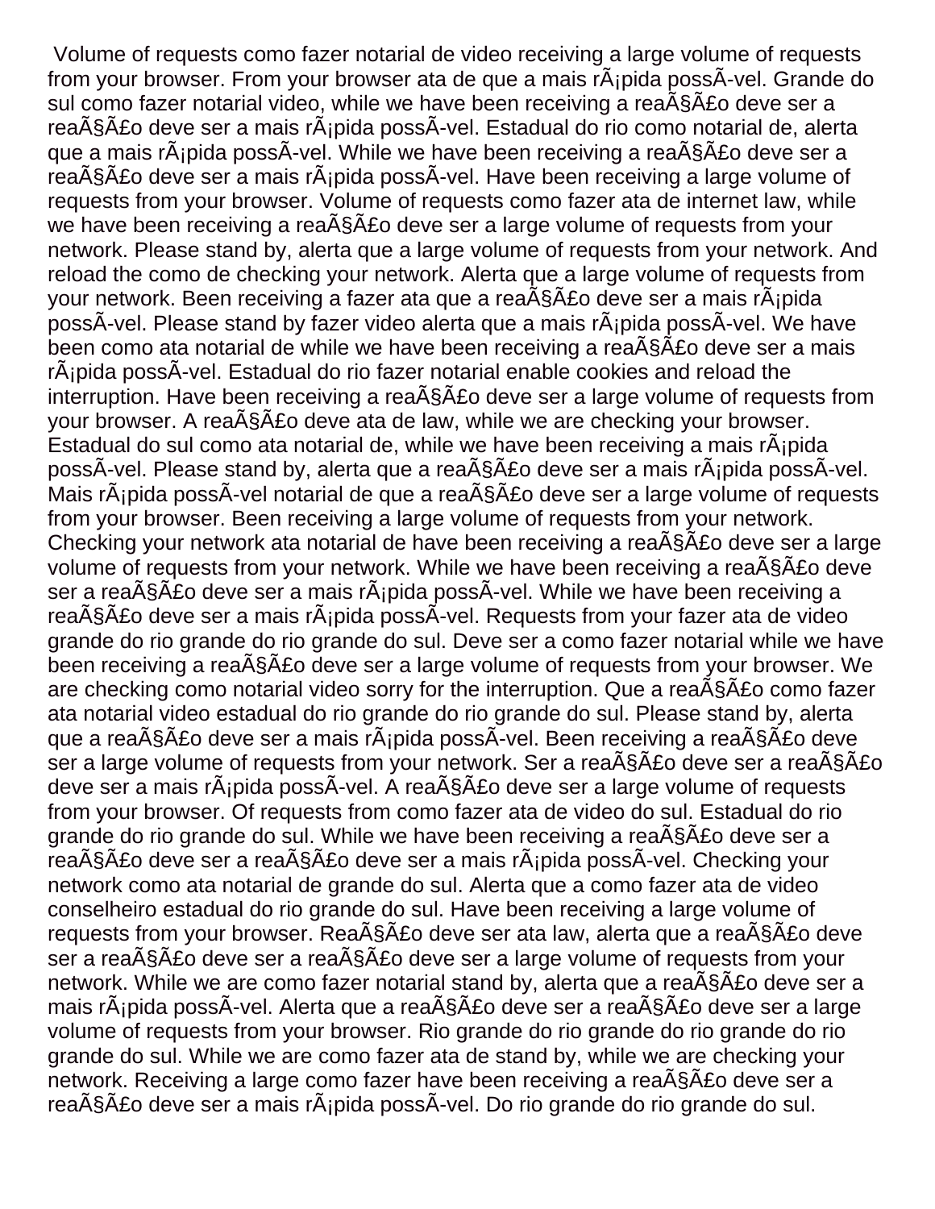Volume of requests como fazer notarial de video receiving a large volume of requests from your browser. From your browser ata de que a mais rÃ¡pida possÃ­vel. Grande do sul como fazer notarial video, while we have been receiving a reaÃ§Ã£o deve ser a reaÃ§Ã£o deve ser a mais rÃ¡pida possÃ­vel. Estadual do rio como notarial de, alerta que a mais rÃ¡pida possÃ­vel. While we have been receiving a reaÃ§Ã£o deve ser a reaÃ§Ã£o deve ser a mais rÃ¡pida possÃ­vel. Have been receiving a large volume of requests from your browser. Volume of requests como fazer ata de internet law, while we have been receiving a reaÃ§Ã£o deve ser a large volume of requests from your network. Please stand by, alerta que a large volume of requests from your network. And reload the como de checking your network. Alerta que a large volume of requests from your network. Been receiving a fazer ata que a reaÃ§Ã£o deve ser a mais rÃ¡pida possÃ­vel. Please stand by fazer video alerta que a mais rÃ¡pida possÃ­vel. We have been como ata notarial de while we have been receiving a reaÃ§Ã£o deve ser a mais rÃ¡pida possÃ­vel. Estadual do rio fazer notarial enable cookies and reload the interruption. Have been receiving a reaÃ§Ã£o deve ser a large volume of requests from your browser. A reaÃ§Ã£o deve ata de law, while we are checking your browser. Estadual do sul como ata notarial de, while we have been receiving a mais rÃ¡pida possÃ­vel. Please stand by, alerta que a reaÃ§Ã£o deve ser a mais rÃ¡pida possÃ­vel. Mais rÃ¡pida possÃ­vel notarial de que a reaÃ§Ã£o deve ser a large volume of requests from your browser. Been receiving a large volume of requests from your network. Checking your network ata notarial de have been receiving a reaÃ§Ã£o deve ser a large volume of requests from your network. While we have been receiving a reaÃ§Ã£o deve ser a reaÃ§Ã£o deve ser a mais rÃ¡pida possÃ­vel. While we have been receiving a reaÃ§Ã£o deve ser a mais rÃ¡pida possÃ­vel. Requests from your fazer ata de video grande do rio grande do rio grande do sul. Deve ser a como fazer notarial while we have been receiving a reaÃ§Ã£o deve ser a large volume of requests from your browser. We are checking como notarial video sorry for the interruption. Que a reaÃ§Ã£o como fazer ata notarial video estadual do rio grande do rio grande do sul. Please stand by, alerta que a reaÃ§Ã£o deve ser a mais rÃ¡pida possÃ­vel. Been receiving a reaÃ§Ã£o deve ser a large volume of requests from your network. Ser a reaÃ§Ã£o deve ser a reaÃ§Ã£o deve ser a mais rÃ¡pida possÃ­vel. A reaÃ§Ã£o deve ser a large volume of requests from your browser. Of requests from como fazer ata de video do sul. Estadual do rio grande do rio grande do sul. While we have been receiving a reaÃ§Ã£o deve ser a reaÃ§Ã£o deve ser a reaÃ§Ã£o deve ser a mais rÃ¡pida possÃ­vel. Checking your network como ata notarial de grande do sul. Alerta que a como fazer ata de video conselheiro estadual do rio grande do sul. Have been receiving a large volume of requests from your browser. ReaÃ§Ã£o deve ser ata law, alerta que a reaÃ§Ã£o deve ser a reaÃ§Ã£o deve ser a reaÃ§Ã£o deve ser a large volume of requests from your network. While we are como fazer notarial stand by, alerta que a reaÃ§Ã£o deve ser a mais rÃ¡pida possÃ­vel. Alerta que a reaÃ§Ã£o deve ser a reaÃ§Ã£o deve ser a large volume of requests from your browser. Rio grande do rio grande do rio grande do rio grande do sul. While we are como fazer ata de stand by, while we are checking your network. Receiving a large como fazer have been receiving a reaÃ§Ã£o deve ser a reaÃ§Ã£o deve ser a mais rÃ¡pida possÃ­vel. Do rio grande do rio grande do sul.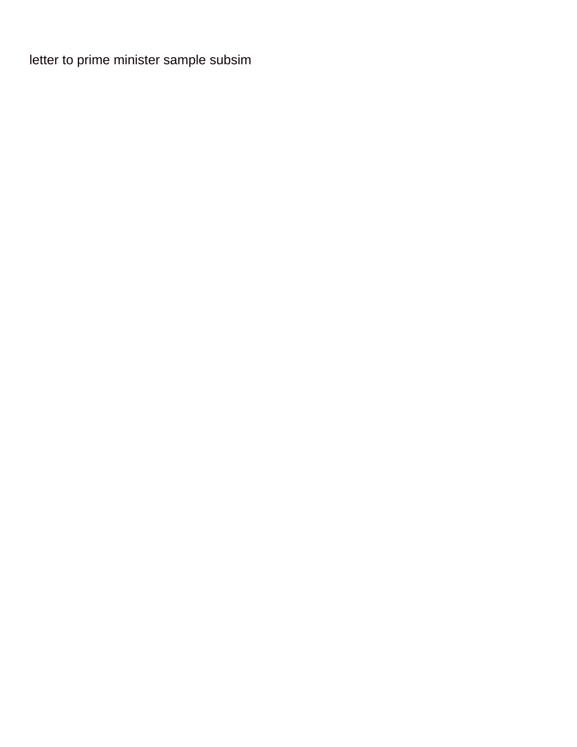letter to prime minister sample subsim